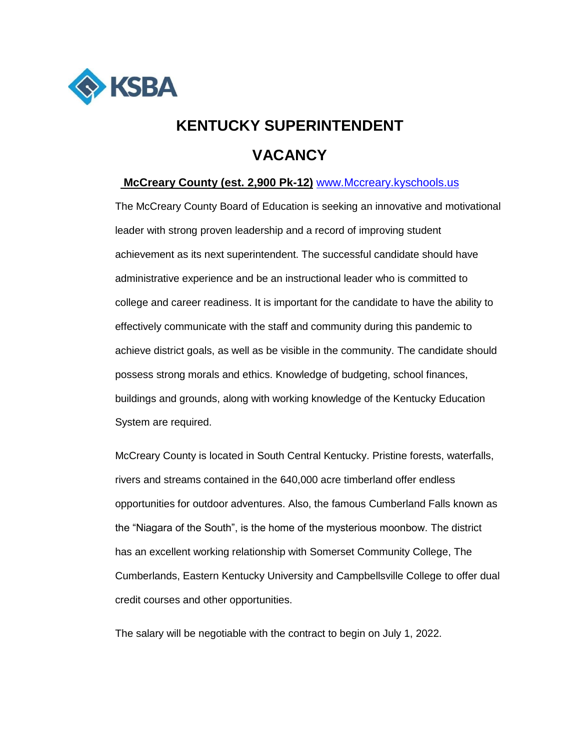KSBA

# KENTUCKY SUPERINTENDENT VACANCY

**McCreary County (est. 2,900 Pk-12)** www.Mccreary.kyschools.us

The McCreary County Board of Education is seeking an innovative and motivational leader with strong proven leadership and a record of improving student achievement as its next superintendent. The successful candidate should have administrative experience and be an instructional leader who is committed to college and career readiness. It is important for the candidate to have the ability to effectively communicate with the staff and community during this pandemic to achieve district goals, as well as be visible in the community. The candidate should possess strong morals and ethics. Knowledge of budgeting, school finances, buildings and grounds, along with working knowledge of the Kentucky Education System are required.

McCreary County is located in South Central Kentucky. Pristine forests, waterfalls, rivers and streams contained in the 640,000 acre timberland offer endless opportunities for outdoor adventures. Also, the famous Cumberland Falls known as the "Niagara of the South", is the home of the mysterious moonbow. The district has an excellent working relationship with Somerset Community College, The Cumberlands, Eastern Kentucky University and Campbellsville College to offer dual credit courses and other opportunities.

The salary will be negotiable with the contract to begin on July 1, 2022.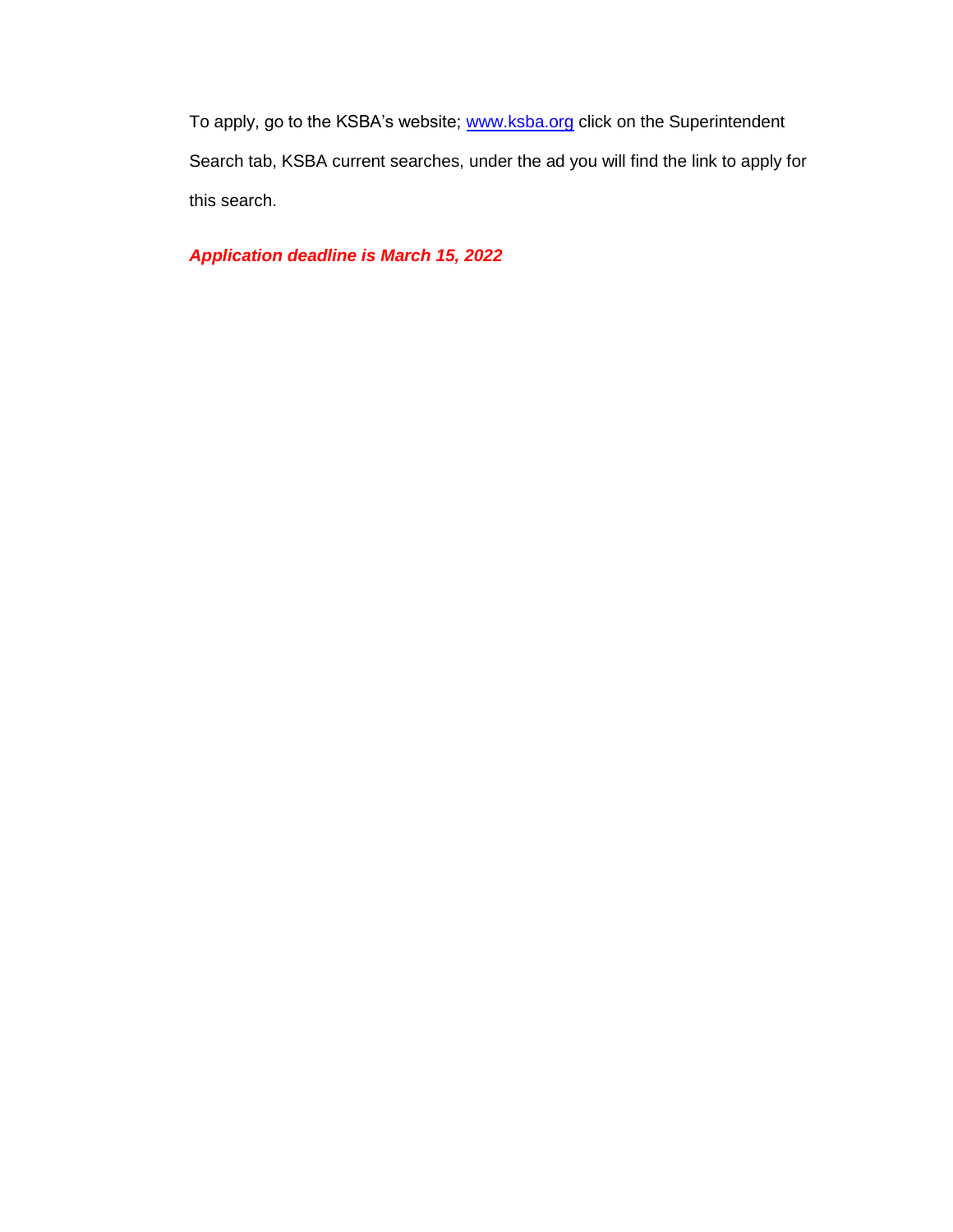To apply, go to the KSBA's website; [www.ksba.org](http://www.ksba.org) click on the Superintendent Search tab, KSBA current searches, under the ad you will find the link to apply for this search.

***Application deadline is March 15, 2022***